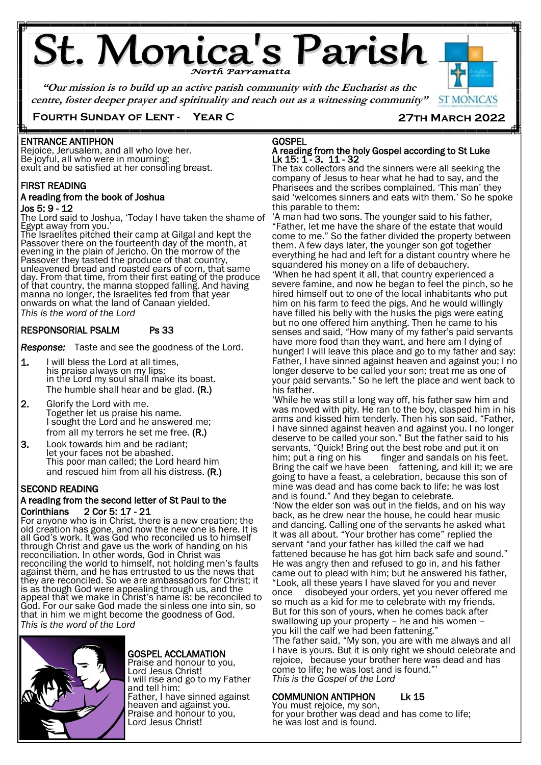# St. Monica's Parish

*North Parramatta*

*"Our mission is to build up an active parish community with the Eucharist as the centre, foster deeper prayer and spirituality and reach out as a witnessing community"*

**FOURTH SUNDAY OF LENT - YEAR C** **27TH MARCH 2022**

## ENTRANCE ANTIPHON

Rejoice, Jerusalem, and all who love her.
Be joyful, all who were in mourning;
exult and be satisfied at her consoling breast.

## FIRST READING

### A reading from the book of Joshua

### Jos 5: 9 - 12

The Lord said to Joshua, 'Today I have taken the shame of Egypt away from you.'
The Israelites pitched their camp at Gilgal and kept the Passover there on the fourteenth day of the month, at evening in the plain of Jericho. On the morrow of the Passover they tasted the produce of that country, unleavened bread and roasted ears of corn, that same day. From that time, from their first eating of the produce of that country, the manna stopped falling. And having manna no longer, the Israelites fed from that year onwards on what the land of Canaan yielded.
*This is the word of the Lord*

## RESPONSORIAL PSALM Ps 33

***Response:*** Taste and see the goodness of the Lord.

1. I will bless the Lord at all times,
   his praise always on my lips;
   in the Lord my soul shall make its boast.
   The humble shall hear and be glad. **(R.)**
2. Glorify the Lord with me.
   Together let us praise his name.
   I sought the Lord and he answered me;
   from all my terrors he set me free. **(R.)**
3. Look towards him and be radiant;
   let your faces not be abashed.
   This poor man called; the Lord heard him
   and rescued him from all his distress. **(R.)**

## SECOND READING

### A reading from the second letter of St Paul to the Corinthians 2 Cor 5: 17 - 21

For anyone who is in Christ, there is a new creation; the old creation has gone, and now the new one is here. It is all God's work. It was God who reconciled us to himself through Christ and gave us the work of handing on his reconciliation. In other words, God in Christ was reconciling the world to himself, not holding men's faults against them, and he has entrusted to us the news that they are reconciled. So we are ambassadors for Christ; it is as though God were appealing through us, and the appeal that we make in Christ's name is: be reconciled to God. For our sake God made the sinless one into sin, so that in him we might become the goodness of God.
*This is the word of the Lord*

## GOSPEL ACCLAMATION

Praise and honour to you,
Lord Jesus Christ!
I will rise and go to my Father
and tell him:
Father, I have sinned against
heaven and against you.
Praise and honour to you,
Lord Jesus Christ!

## GOSPEL

### A reading from the holy Gospel according to St Luke

### Lk 15: 1 - 3. 11 - 32

The tax collectors and the sinners were all seeking the company of Jesus to hear what he had to say, and the Pharisees and the scribes complained. 'This man' they said 'welcomes sinners and eats with them.' So he spoke this parable to them:
'A man had two sons. The younger said to his father, "Father, let me have the share of the estate that would come to me." So the father divided the property between them. A few days later, the younger son got together everything he had and left for a distant country where he squandered his money on a life of debauchery.
'When he had spent it all, that country experienced a severe famine, and now he began to feel the pinch, so he hired himself out to one of the local inhabitants who put him on his farm to feed the pigs. And he would willingly have filled his belly with the husks the pigs were eating but no one offered him anything. Then he came to his senses and said, "How many of my father's paid servants have more food than they want, and here am I dying of hunger! I will leave this place and go to my father and say: Father, I have sinned against heaven and against you; I no longer deserve to be called your son; treat me as one of your paid servants." So he left the place and went back to his father.
'While he was still a long way off, his father saw him and was moved with pity. He ran to the boy, clasped him in his arms and kissed him tenderly. Then his son said, "Father, I have sinned against heaven and against you. I no longer deserve to be called your son." But the father said to his servants, "Quick! Bring out the best robe and put it on him; put a ring on his finger and sandals on his feet. Bring the calf we have been fattening, and kill it; we are going to have a feast, a celebration, because this son of mine was dead and has come back to life; he was lost and is found." And they began to celebrate.
'Now the elder son was out in the fields, and on his way back, as he drew near the house, he could hear music and dancing. Calling one of the servants he asked what it was all about. "Your brother has come" replied the servant "and your father has killed the calf we had fattened because he has got him back safe and sound." He was angry then and refused to go in, and his father came out to plead with him; but he answered his father, "Look, all these years I have slaved for you and never once disobeyed your orders, yet you never offered me so much as a kid for me to celebrate with my friends. But for this son of yours, when he comes back after swallowing up your property – he and his women – you kill the calf we had been fattening."
'The father said, "My son, you are with me always and all I have is yours. But it is only right we should celebrate and rejoice, because your brother here was dead and has come to life; he was lost and is found."'
*This is the Gospel of the Lord*

## COMMUNION ANTIPHON Lk 15

You must rejoice, my son,
for your brother was dead and has come to life;
he was lost and is found.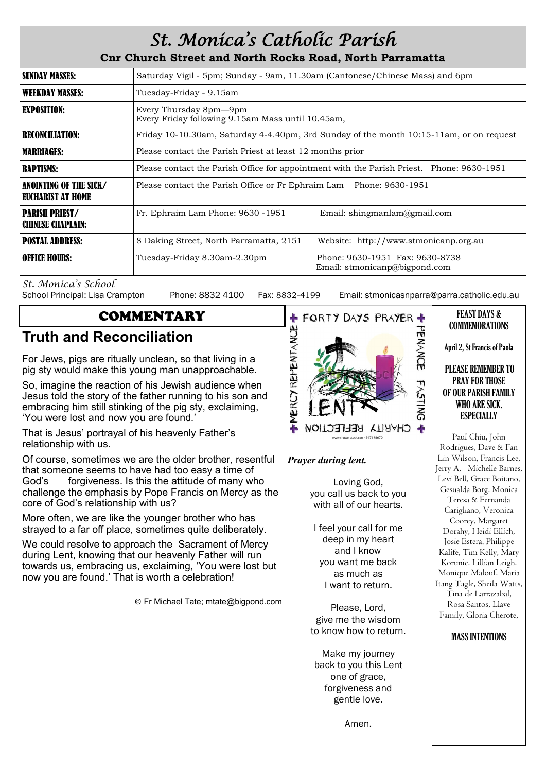# St. Monica's Catholic Parish

**Cnr Church Street and North Rocks Road, North Parramatta**

| | |
|---|---|
| **SUNDAY MASSES:** | Saturday Vigil - 5pm; Sunday - 9am, 11.30am (Cantonese/Chinese Mass) and 6pm |
| **WEEKDAY MASSES:** | Tuesday-Friday - 9.15am |
| **EXPOSITION:** | Every Thursday 8pm—9pm<br>Every Friday following 9.15am Mass until 10.45am, |
| **RECONCILIATION:** | Friday 10-10.30am, Saturday 4-4.40pm, 3rd Sunday of the month 10:15-11am, or on request |
| **MARRIAGES:** | Please contact the Parish Priest at least 12 months prior |
| **BAPTISMS:** | Please contact the Parish Office for appointment with the Parish Priest. Phone: 9630-1951 |
| **ANOINTING OF THE SICK/ EUCHARIST AT HOME** | Please contact the Parish Office or Fr Ephraim Lam Phone: 9630-1951 |
| **PARISH PRIEST/ CHINESE CHAPLAIN:** | Fr. Ephraim Lam Phone: 9630 -1951 Email: shingmanlam@gmail.com |
| **POSTAL ADDRESS:** | 8 Daking Street, North Parramatta, 2151 Website: http://www.stmonicanp.org.au |
| **OFFICE HOURS:** | Tuesday-Friday 8.30am-2.30pm Phone: 9630-1951 Fax: 9630-8738<br>Email: stmonicanp@bigpond.com |

*St. Monica's School*
School Principal: Lisa Crampton Phone: 8832 4100 Fax: 8832-4199 Email: stmonicasnparra@parra.catholic.edu.au

## COMMENTARY

## Truth and Reconciliation

For Jews, pigs are ritually unclean, so that living in a pig sty would make this young man unapproachable.

So, imagine the reaction of his Jewish audience when Jesus told the story of the father running to his son and embracing him still stinking of the pig sty, exclaiming, 'You were lost and now you are found.'

That is Jesus' portrayal of his heavenly Father's relationship with us.

Of course, sometimes we are the older brother, resentful that someone seems to have had too easy a time of God's forgiveness. Is this the attitude of many who challenge the emphasis by Pope Francis on Mercy as the core of God's relationship with us?

More often, we are like the younger brother who has strayed to a far off place, sometimes quite deliberately.

We could resolve to approach the Sacrament of Mercy during Lent, knowing that our heavenly Father will run towards us, embracing us, exclaiming, 'You were lost but now you are found.' That is worth a celebration!

© Fr Michael Tate; mtate@bigpond.com

FORTY DAYS PRAYER — MERCY REPENTANCE — PENANCE FASTING — CHARITY REFLECTION — LENT

***Prayer during lent.***

Loving God,
you call us back to you
with all of our hearts.

I feel your call for me
deep in my heart
and I know
you want me back
as much as
I want to return.

Please, Lord,
give me the wisdom
to know how to return.

Make my journey
back to you this Lent
one of grace,
forgiveness and
gentle love.

Amen.

### FEAST DAYS & COMMEMORATIONS

April 2, St Francis of Paola

### PLEASE REMEMBER TO PRAY FOR THOSE OF OUR PARISH FAMILY WHO ARE SICK. ESPECIALLY

Paul Chiu, John Rodrigues, Dave & Fan Lin Wilson, Francis Lee, Jerry A, Michelle Barnes, Levi Bell, Grace Boitano, Gesualda Borg, Monica Teresa & Fernanda Carigliano, Veronica Coorey. Margaret Dorahy, Heidi Ellich, Josie Estera, Philippe Kalife, Tim Kelly, Mary Korunic, Lillian Leigh, Monique Malouf, Maria Itang Tagle, Sheila Watts, Tina de Larrazabal, Rosa Santos, Llave Family, Gloria Cherote,

### MASS INTENTIONS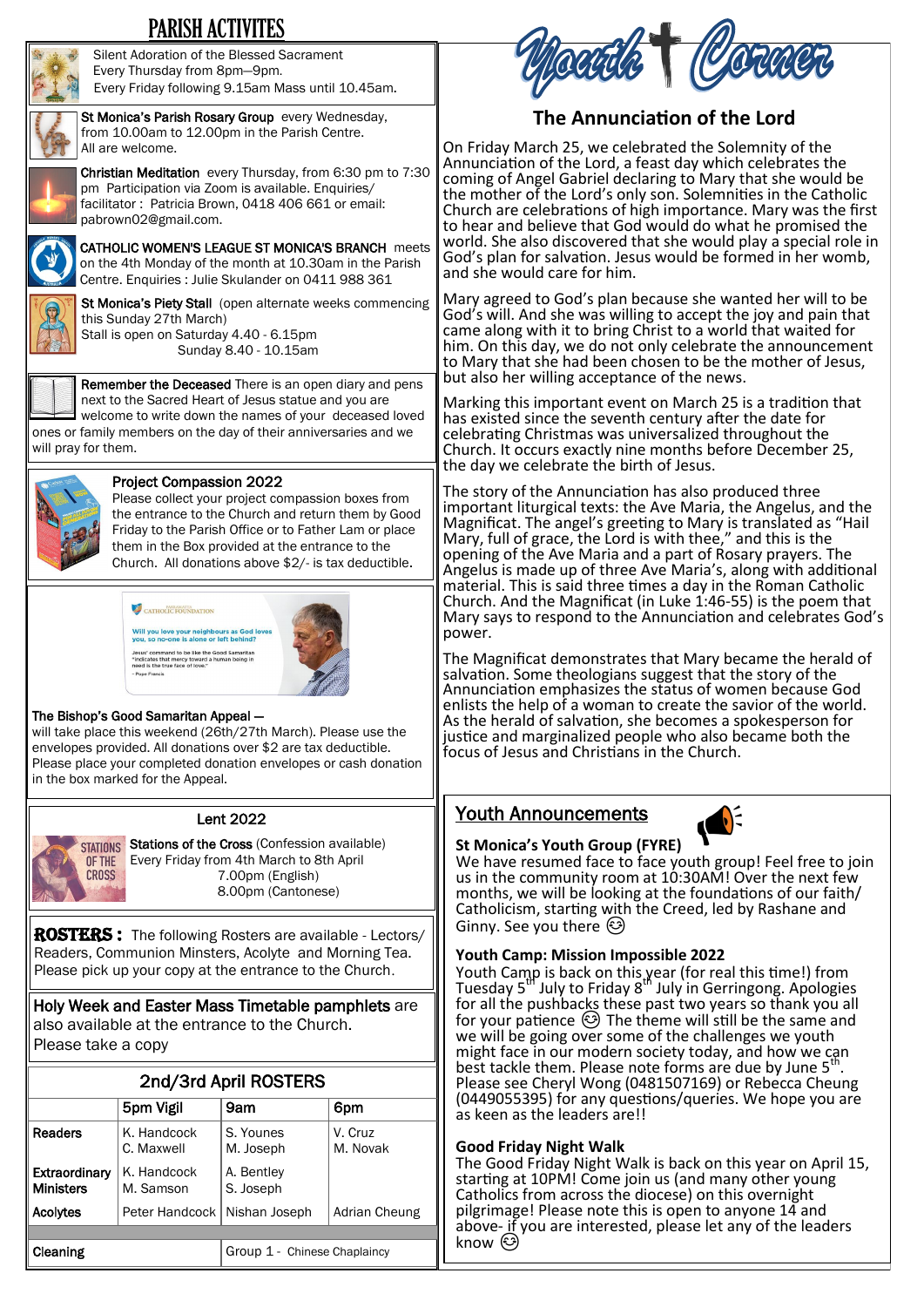# PARISH ACTIVITES

Silent Adoration of the Blessed Sacrament
Every Thursday from 8pm—9pm.
Every Friday following 9.15am Mass until 10.45am.

**St Monica's Parish Rosary Group** every Wednesday, from 10.00am to 12.00pm in the Parish Centre.
All are welcome.

**Christian Meditation** every Thursday, from 6:30 pm to 7:30 pm Participation via Zoom is available. Enquiries/ facilitator : Patricia Brown, 0418 406 661 or email: pabrown02@gmail.com.

**CATHOLIC WOMEN'S LEAGUE ST MONICA'S BRANCH** meets on the 4th Monday of the month at 10.30am in the Parish Centre. Enquiries : Julie Skulander on 0411 988 361

**St Monica's Piety Stall** (open alternate weeks commencing this Sunday 27th March)
Stall is open on Saturday 4.40 - 6.15pm
Sunday 8.40 - 10.15am

**Remember the Deceased** There is an open diary and pens next to the Sacred Heart of Jesus statue and you are welcome to write down the names of your deceased loved ones or family members on the day of their anniversaries and we will pray for them.

**Project Compassion 2022**
Please collect your project compassion boxes from the entrance to the Church and return them by Good Friday to the Parish Office or to Father Lam or place them in the Box provided at the entrance to the Church. All donations above $2/- is tax deductible.

CATHOLIC FOUNDATION
Will you love your neighbours as God loves you, so no-one is alone or left behind?
Jesus' command to be like the Good Samaritan "indicates that mercy toward a human being in need is the true face of love."
– Pope Francis

**The Bishop's Good Samaritan Appeal —**
will take place this weekend (26th/27th March). Please use the envelopes provided. All donations over $2 are tax deductible. Please place your completed donation envelopes or cash donation in the box marked for the Appeal.

## Lent 2022

**Stations of the Cross** (Confession available)
Every Friday from 4th March to 8th April
7.00pm (English)
8.00pm (Cantonese)

**ROSTERS :** The following Rosters are available - Lectors/ Readers, Communion Minsters, Acolyte and Morning Tea. Please pick up your copy at the entrance to the Church.

**Holy Week and Easter Mass Timetable pamphlets** are also available at the entrance to the Church.
Please take a copy

## 2nd/3rd April ROSTERS

| | 5pm Vigil | 9am | 6pm |
|---|---|---|---|
| **Readers** | K. Handcock<br>C. Maxwell | S. Younes<br>M. Joseph | V. Cruz<br>M. Novak |
| **Extraordinary Ministers** | K. Handcock<br>M. Samson | A. Bentley<br>S. Joseph | |
| **Acolytes** | Peter Handcock | Nishan Joseph | Adrian Cheung |
| **Cleaning** | | Group 1 - Chinese Chaplaincy | |

# Youth Corner

## The Annunciation of the Lord

On Friday March 25, we celebrated the Solemnity of the Annunciation of the Lord, a feast day which celebrates the coming of Angel Gabriel declaring to Mary that she would be the mother of the Lord's only son. Solemnities in the Catholic Church are celebrations of high importance. Mary was the first to hear and believe that God would do what he promised the world. She also discovered that she would play a special role in God's plan for salvation. Jesus would be formed in her womb, and she would care for him.

Mary agreed to God's plan because she wanted her will to be God's will. And she was willing to accept the joy and pain that came along with it to bring Christ to a world that waited for him. On this day, we do not only celebrate the announcement to Mary that she had been chosen to be the mother of Jesus, but also her willing acceptance of the news.

Marking this important event on March 25 is a tradition that has existed since the seventh century after the date for celebrating Christmas was universalized throughout the Church. It occurs exactly nine months before December 25, the day we celebrate the birth of Jesus.

The story of the Annunciation has also produced three important liturgical texts: the Ave Maria, the Angelus, and the Magnificat. The angel's greeting to Mary is translated as "Hail Mary, full of grace, the Lord is with thee," and this is the opening of the Ave Maria and a part of Rosary prayers. The Angelus is made up of three Ave Maria's, along with additional material. This is said three times a day in the Roman Catholic Church. And the Magnificat (in Luke 1:46-55) is the poem that Mary says to respond to the Annunciation and celebrates God's power.

The Magnificat demonstrates that Mary became the herald of salvation. Some theologians suggest that the story of the Annunciation emphasizes the status of women because God enlists the help of a woman to create the savior of the world. As the herald of salvation, she becomes a spokesperson for justice and marginalized people who also became both the focus of Jesus and Christians in the Church.

## Youth Announcements

**St Monica's Youth Group (FYRE)**
We have resumed face to face youth group! Feel free to join us in the community room at 10:30AM! Over the next few months, we will be looking at the foundations of our faith/ Catholicism, starting with the Creed, led by Rashane and Ginny. See you there 😊

**Youth Camp: Mission Impossible 2022**
Youth Camp is back on this year (for real this time!) from Tuesday 5th July to Friday 8th July in Gerringong. Apologies for all the pushbacks these past two years so thank you all for your patience 😊 The theme will still be the same and we will be going over some of the challenges we youth might face in our modern society today, and how we can best tackle them. Please note forms are due by June 5th. Please see Cheryl Wong (0481507169) or Rebecca Cheung (0449055395) for any questions/queries. We hope you are as keen as the leaders are!!

**Good Friday Night Walk**
The Good Friday Night Walk is back on this year on April 15, starting at 10PM! Come join us (and many other young Catholics from across the diocese) on this overnight pilgrimage! Please note this is open to anyone 14 and above- if you are interested, please let any of the leaders know 😊